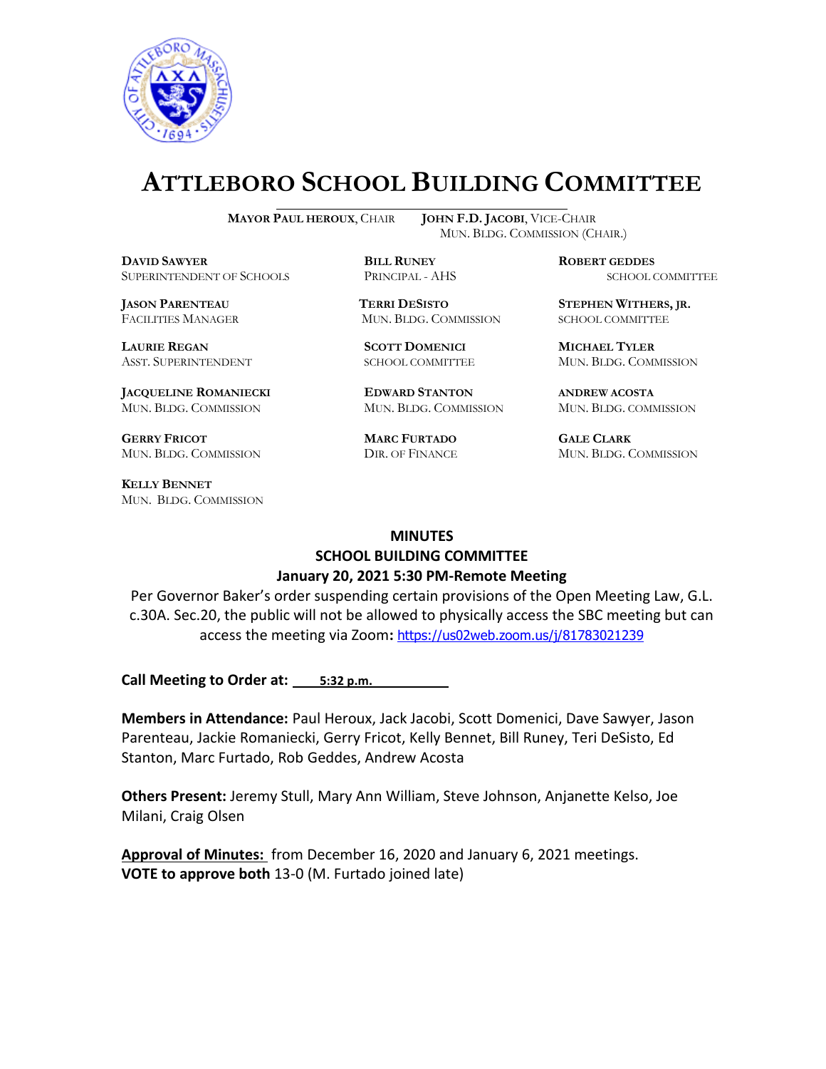# ATTLEBORO SCHOOL BUILDING COMMITTEE

**MAYOR PAUL HEROUX**, CHAIR  **JOHN F.D. JACOBI**, VICE-CHAIR
MUN. BLDG. COMMISSION (CHAIR.)

**DAVID SAWYER**
SUPERINTENDENT OF SCHOOLS

**BILL RUNEY**
PRINCIPAL - AHS

**ROBERT GEDDES**
SCHOOL COMMITTEE

**JASON PARENTEAU**
FACILITIES MANAGER

**TERRI DESISTO**
MUN. BLDG. COMMISSION

**STEPHEN WITHERS, JR.**
SCHOOL COMMITTEE

**LAURIE REGAN**
ASST. SUPERINTENDENT

**SCOTT DOMENICI**
SCHOOL COMMITTEE

**MICHAEL TYLER**
MUN. BLDG. COMMISSION

**JACQUELINE ROMANIECKI**
MUN. BLDG. COMMISSION

**EDWARD STANTON**
MUN. BLDG. COMMISSION

**ANDREW ACOSTA**
MUN. BLDG. COMMISSION

**GERRY FRICOT**
MUN. BLDG. COMMISSION

**MARC FURTADO**
DIR. OF FINANCE

**GALE CLARK**
MUN. BLDG. COMMISSION

**KELLY BENNET**
MUN. BLDG. COMMISSION

## MINUTES
## SCHOOL BUILDING COMMITTEE
## January 20, 2021 5:30 PM-Remote Meeting

Per Governor Baker's order suspending certain provisions of the Open Meeting Law, G.L. c.30A. Sec.20, the public will not be allowed to physically access the SBC meeting but can access the meeting via Zoom**:** https://us02web.zoom.us/j/81783021239

**Call Meeting to Order at:** 5:32 p.m.

**Members in Attendance:** Paul Heroux, Jack Jacobi, Scott Domenici, Dave Sawyer, Jason Parenteau, Jackie Romaniecki, Gerry Fricot, Kelly Bennet, Bill Runey, Teri DeSisto, Ed Stanton, Marc Furtado, Rob Geddes, Andrew Acosta

**Others Present:** Jeremy Stull, Mary Ann William, Steve Johnson, Anjanette Kelso, Joe Milani, Craig Olsen

**Approval of Minutes:** from December 16, 2020 and January 6, 2021 meetings.
**VOTE to approve both** 13-0 (M. Furtado joined late)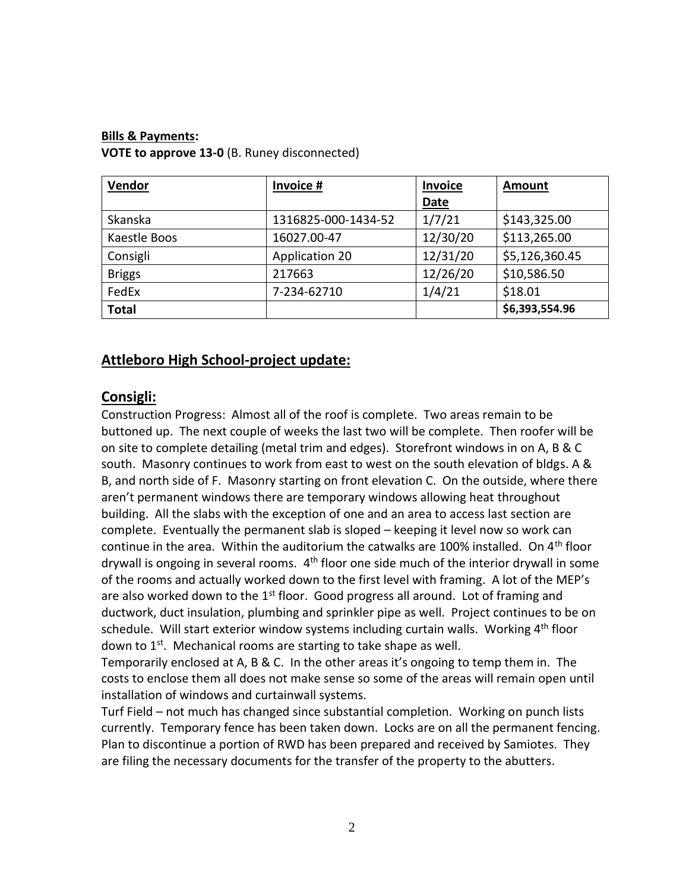**Bills & Payments:**

**VOTE to approve 13-0** (B. Runey disconnected)

| Vendor | Invoice # | Invoice Date | Amount |
|---|---|---|---|
| Skanska | 1316825-000-1434-52 | 1/7/21 | $143,325.00 |
| Kaestle Boos | 16027.00-47 | 12/30/20 | $113,265.00 |
| Consigli | Application 20 | 12/31/20 | $5,126,360.45 |
| Briggs | 217663 | 12/26/20 | $10,586.50 |
| FedEx | 7-234-62710 | 1/4/21 | $18.01 |
| **Total** | | | **$6,393,554.96** |

## Attleboro High School-project update:

## Consigli:

Construction Progress: Almost all of the roof is complete. Two areas remain to be buttoned up. The next couple of weeks the last two will be complete. Then roofer will be on site to complete detailing (metal trim and edges). Storefront windows in on A, B & C south. Masonry continues to work from east to west on the south elevation of bldgs. A & B, and north side of F. Masonry starting on front elevation C. On the outside, where there aren't permanent windows there are temporary windows allowing heat throughout building. All the slabs with the exception of one and an area to access last section are complete. Eventually the permanent slab is sloped – keeping it level now so work can continue in the area. Within the auditorium the catwalks are 100% installed. On 4th floor drywall is ongoing in several rooms. 4th floor one side much of the interior drywall in some of the rooms and actually worked down to the first level with framing. A lot of the MEP's are also worked down to the 1st floor. Good progress all around. Lot of framing and ductwork, duct insulation, plumbing and sprinkler pipe as well. Project continues to be on schedule. Will start exterior window systems including curtain walls. Working 4th floor down to 1st. Mechanical rooms are starting to take shape as well.

Temporarily enclosed at A, B & C. In the other areas it's ongoing to temp them in. The costs to enclose them all does not make sense so some of the areas will remain open until installation of windows and curtainwall systems.

Turf Field – not much has changed since substantial completion. Working on punch lists currently. Temporary fence has been taken down. Locks are on all the permanent fencing. Plan to discontinue a portion of RWD has been prepared and received by Samiotes. They are filing the necessary documents for the transfer of the property to the abutters.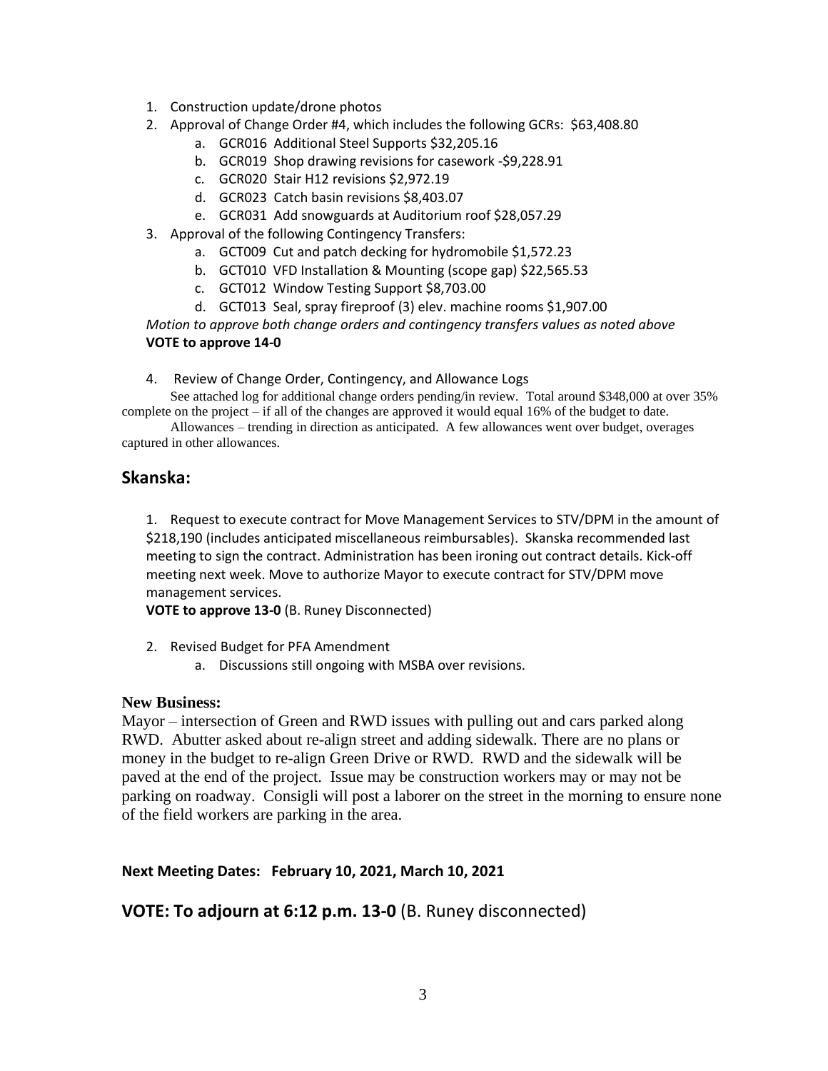1. Construction update/drone photos
2. Approval of Change Order #4, which includes the following GCRs: $63,408.80
    a. GCR016 Additional Steel Supports $32,205.16
    b. GCR019 Shop drawing revisions for casework -$9,228.91
    c. GCR020 Stair H12 revisions $2,972.19
    d. GCR023 Catch basin revisions $8,403.07
    e. GCR031 Add snowguards at Auditorium roof $28,057.29
3. Approval of the following Contingency Transfers:
    a. GCT009 Cut and patch decking for hydromobile $1,572.23
    b. GCT010 VFD Installation & Mounting (scope gap) $22,565.53
    c. GCT012 Window Testing Support $8,703.00
    d. GCT013 Seal, spray fireproof (3) elev. machine rooms $1,907.00

*Motion to approve both change orders and contingency transfers values as noted above*
**VOTE to approve 14-0**

4. Review of Change Order, Contingency, and Allowance Logs

See attached log for additional change orders pending/in review. Total around $348,000 at over 35% complete on the project – if all of the changes are approved it would equal 16% of the budget to date.

Allowances – trending in direction as anticipated. A few allowances went over budget, overages captured in other allowances.

## Skanska:

1. Request to execute contract for Move Management Services to STV/DPM in the amount of $218,190 (includes anticipated miscellaneous reimbursables). Skanska recommended last meeting to sign the contract. Administration has been ironing out contract details. Kick-off meeting next week. Move to authorize Mayor to execute contract for STV/DPM move management services.
**VOTE to approve 13-0** (B. Runey Disconnected)

2. Revised Budget for PFA Amendment
    a. Discussions still ongoing with MSBA over revisions.

**New Business:**

Mayor – intersection of Green and RWD issues with pulling out and cars parked along RWD. Abutter asked about re-align street and adding sidewalk. There are no plans or money in the budget to re-align Green Drive or RWD. RWD and the sidewalk will be paved at the end of the project. Issue may be construction workers may or may not be parking on roadway. Consigli will post a laborer on the street in the morning to ensure none of the field workers are parking in the area.

**Next Meeting Dates: February 10, 2021, March 10, 2021**

## VOTE: To adjourn at 6:12 p.m. 13-0 (B. Runey disconnected)